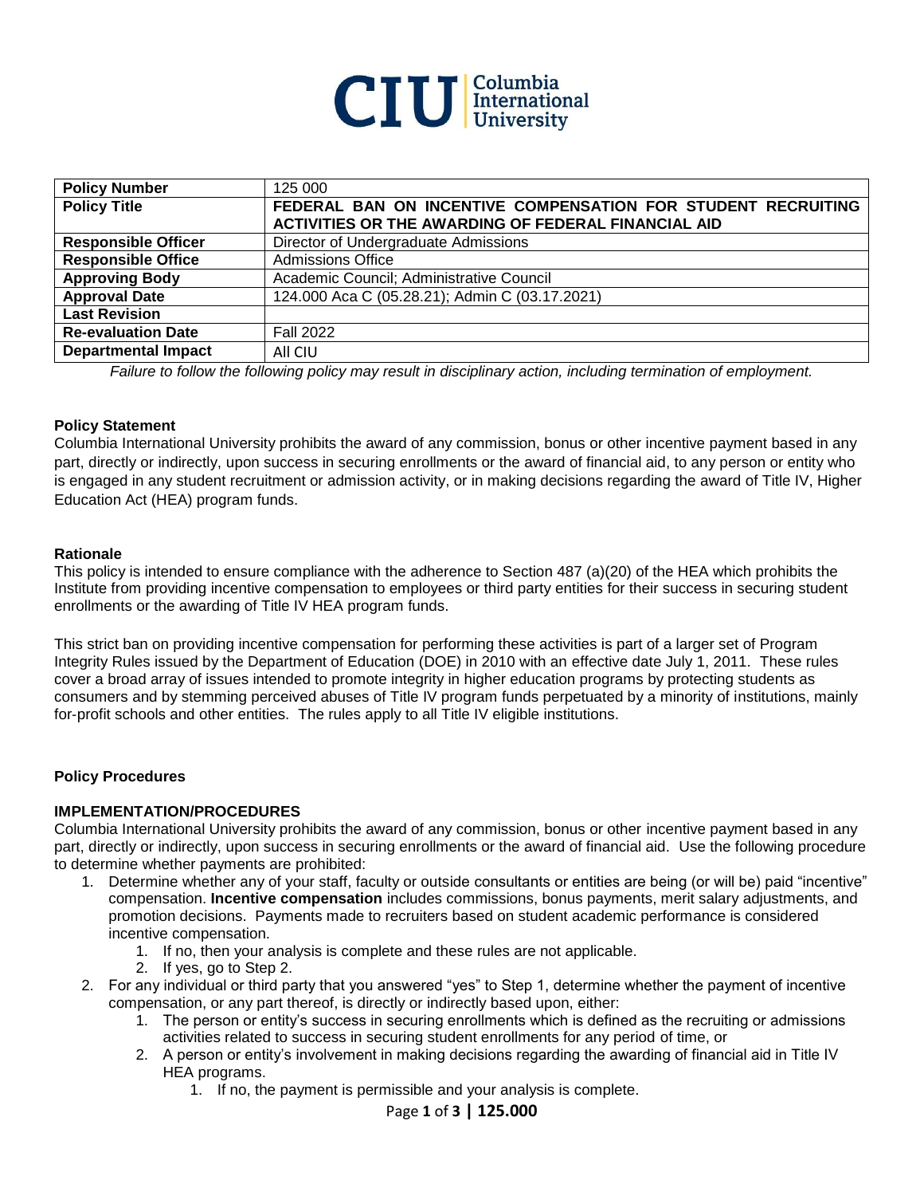| Policy Number | 125 000 |
|---|---|
| **Policy Title** | **FEDERAL BAN ON INCENTIVE COMPENSATION FOR STUDENT RECRUITING ACTIVITIES OR THE AWARDING OF FEDERAL FINANCIAL AID** |
| **Responsible Officer** | Director of Undergraduate Admissions |
| **Responsible Office** | Admissions Office |
| **Approving Body** | Academic Council; Administrative Council |
| **Approval Date** | 124.000 Aca C (05.28.21); Admin C (03.17.2021) |
| **Last Revision** | |
| **Re-evaluation Date** | Fall 2022 |
| **Departmental Impact** | All CIU |

*Failure to follow the following policy may result in disciplinary action, including termination of employment.*

**Policy Statement**

Columbia International University prohibits the award of any commission, bonus or other incentive payment based in any part, directly or indirectly, upon success in securing enrollments or the award of financial aid, to any person or entity who is engaged in any student recruitment or admission activity, or in making decisions regarding the award of Title IV, Higher Education Act (HEA) program funds.

**Rationale**

This policy is intended to ensure compliance with the adherence to Section 487 (a)(20) of the HEA which prohibits the Institute from providing incentive compensation to employees or third party entities for their success in securing student enrollments or the awarding of Title IV HEA program funds.

This strict ban on providing incentive compensation for performing these activities is part of a larger set of Program Integrity Rules issued by the Department of Education (DOE) in 2010 with an effective date July 1, 2011. These rules cover a broad array of issues intended to promote integrity in higher education programs by protecting students as consumers and by stemming perceived abuses of Title IV program funds perpetuated by a minority of institutions, mainly for-profit schools and other entities. The rules apply to all Title IV eligible institutions.

**Policy Procedures**

**IMPLEMENTATION/PROCEDURES**

Columbia International University prohibits the award of any commission, bonus or other incentive payment based in any part, directly or indirectly, upon success in securing enrollments or the award of financial aid. Use the following procedure to determine whether payments are prohibited:

1. Determine whether any of your staff, faculty or outside consultants or entities are being (or will be) paid "incentive" compensation. **Incentive compensation** includes commissions, bonus payments, merit salary adjustments, and promotion decisions. Payments made to recruiters based on student academic performance is considered incentive compensation.
    1. If no, then your analysis is complete and these rules are not applicable.
    2. If yes, go to Step 2.
2. For any individual or third party that you answered "yes" to Step 1, determine whether the payment of incentive compensation, or any part thereof, is directly or indirectly based upon, either:
    1. The person or entity's success in securing enrollments which is defined as the recruiting or admissions activities related to success in securing student enrollments for any period of time, or
    2. A person or entity's involvement in making decisions regarding the awarding of financial aid in Title IV HEA programs.
        1. If no, the payment is permissible and your analysis is complete.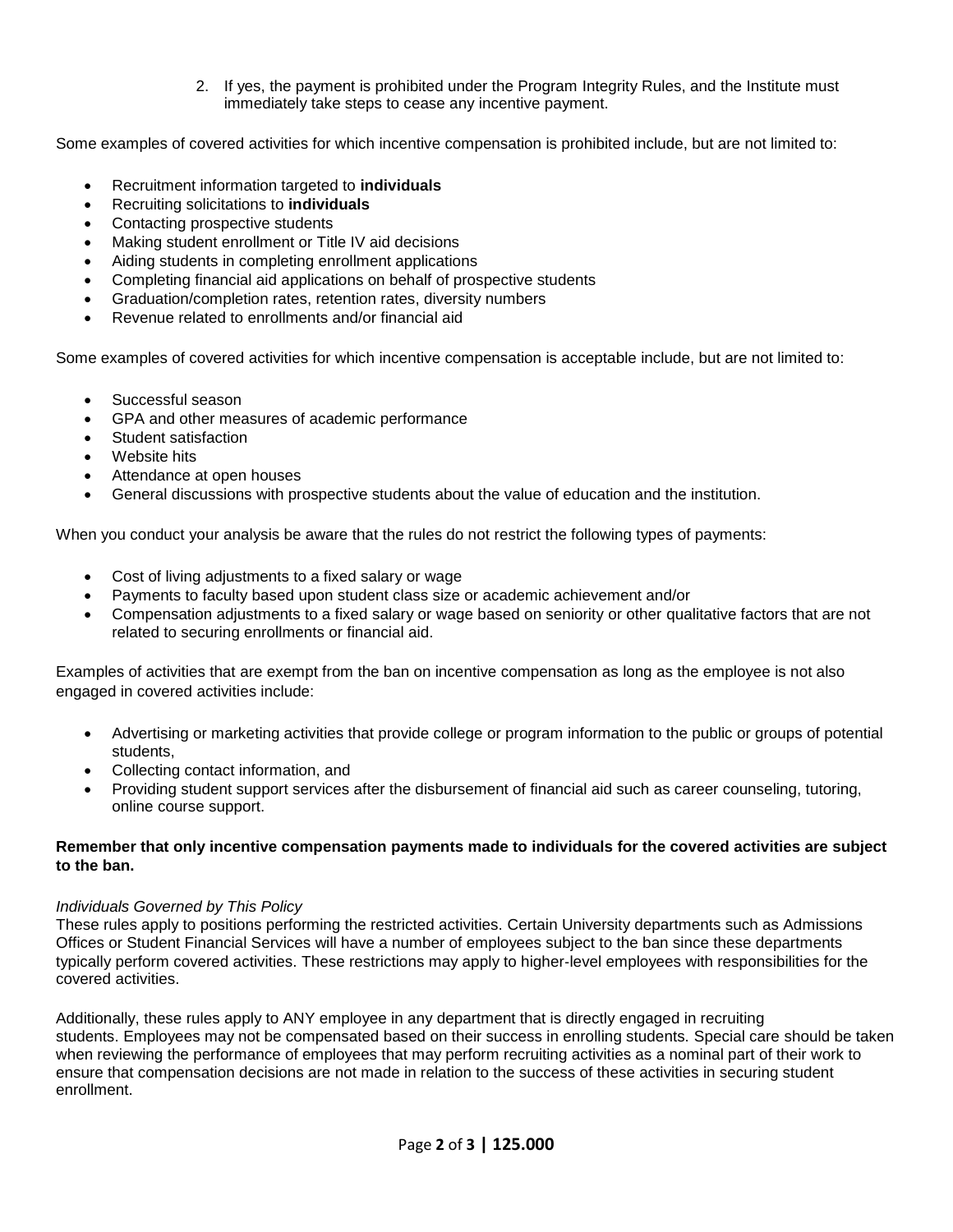2. If yes, the payment is prohibited under the Program Integrity Rules, and the Institute must immediately take steps to cease any incentive payment.

Some examples of covered activities for which incentive compensation is prohibited include, but are not limited to:

- Recruitment information targeted to **individuals**
- Recruiting solicitations to **individuals**
- Contacting prospective students
- Making student enrollment or Title IV aid decisions
- Aiding students in completing enrollment applications
- Completing financial aid applications on behalf of prospective students
- Graduation/completion rates, retention rates, diversity numbers
- Revenue related to enrollments and/or financial aid

Some examples of covered activities for which incentive compensation is acceptable include, but are not limited to:

- Successful season
- GPA and other measures of academic performance
- Student satisfaction
- Website hits
- Attendance at open houses
- General discussions with prospective students about the value of education and the institution.

When you conduct your analysis be aware that the rules do not restrict the following types of payments:

- Cost of living adjustments to a fixed salary or wage
- Payments to faculty based upon student class size or academic achievement and/or
- Compensation adjustments to a fixed salary or wage based on seniority or other qualitative factors that are not related to securing enrollments or financial aid.

Examples of activities that are exempt from the ban on incentive compensation as long as the employee is not also engaged in covered activities include:

- Advertising or marketing activities that provide college or program information to the public or groups of potential students,
- Collecting contact information, and
- Providing student support services after the disbursement of financial aid such as career counseling, tutoring, online course support.

**Remember that only incentive compensation payments made to individuals for the covered activities are subject to the ban.**

*Individuals Governed by This Policy*

These rules apply to positions performing the restricted activities. Certain University departments such as Admissions Offices or Student Financial Services will have a number of employees subject to the ban since these departments typically perform covered activities. These restrictions may apply to higher-level employees with responsibilities for the covered activities.

Additionally, these rules apply to ANY employee in any department that is directly engaged in recruiting students. Employees may not be compensated based on their success in enrolling students. Special care should be taken when reviewing the performance of employees that may perform recruiting activities as a nominal part of their work to ensure that compensation decisions are not made in relation to the success of these activities in securing student enrollment.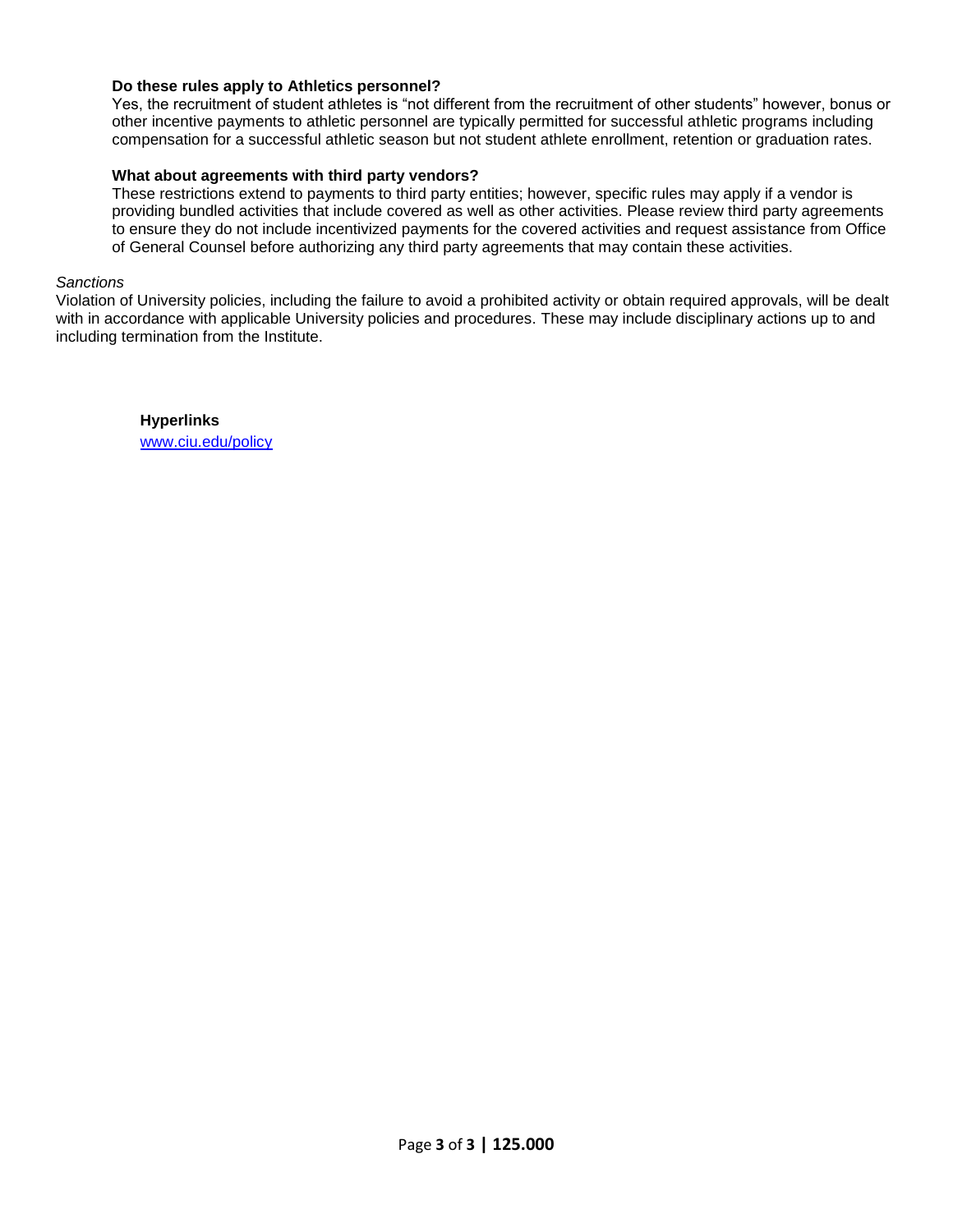**Do these rules apply to Athletics personnel?**

Yes, the recruitment of student athletes is "not different from the recruitment of other students" however, bonus or other incentive payments to athletic personnel are typically permitted for successful athletic programs including compensation for a successful athletic season but not student athlete enrollment, retention or graduation rates.

**What about agreements with third party vendors?**

These restrictions extend to payments to third party entities; however, specific rules may apply if a vendor is providing bundled activities that include covered as well as other activities. Please review third party agreements to ensure they do not include incentivized payments for the covered activities and request assistance from Office of General Counsel before authorizing any third party agreements that may contain these activities.

*Sanctions*

Violation of University policies, including the failure to avoid a prohibited activity or obtain required approvals, will be dealt with in accordance with applicable University policies and procedures. These may include disciplinary actions up to and including termination from the Institute.

**Hyperlinks**

[www.ciu.edu/policy](www.ciu.edu/policy)